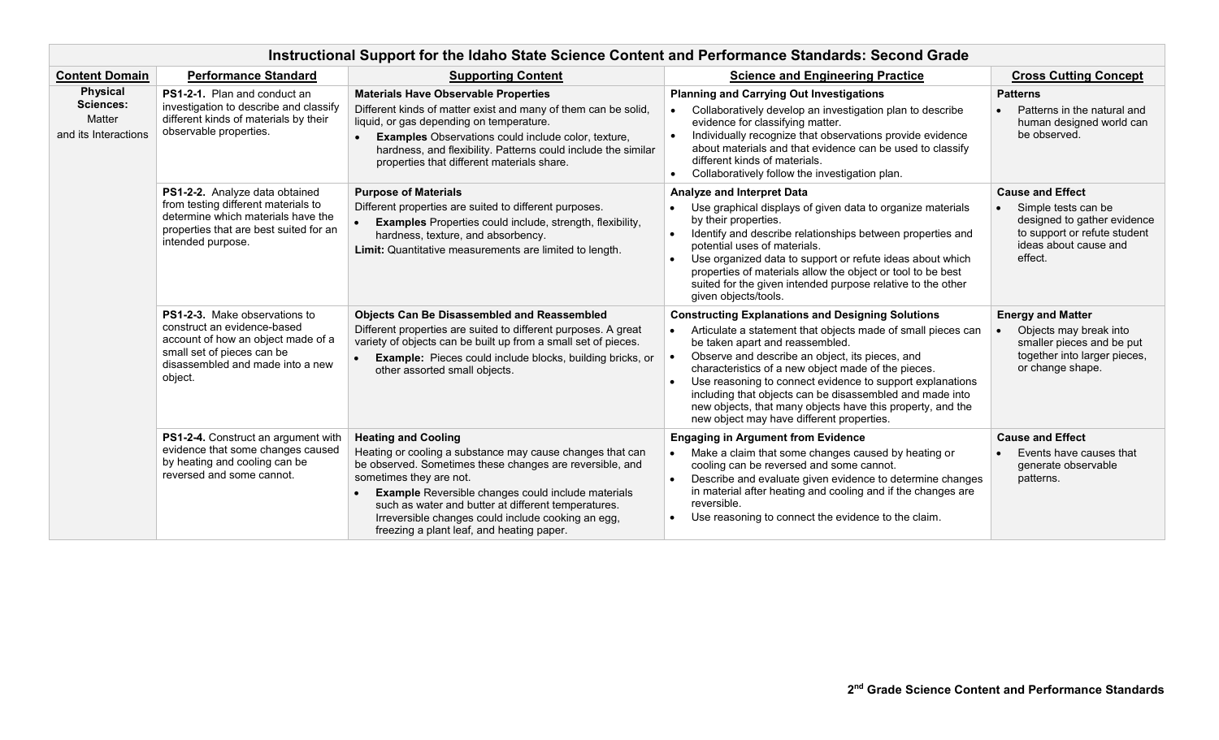# Instructional Support for the Idaho State Science Content and Performance Standards: Second Grade

| Content Domain | Performance Standard | Supporting Content | Science and Engineering Practice | Cross Cutting Concept |
|---|---|---|---|---|
| **Physical Sciences:** Matter and its Interactions | **PS1-2-1.** Plan and conduct an investigation to describe and classify different kinds of materials by their observable properties. | **Materials Have Observable Properties**<br>Different kinds of matter exist and many of them can be solid, liquid, or gas depending on temperature.<br>• **Examples** Observations could include color, texture, hardness, and flexibility. Patterns could include the similar properties that different materials share. | **Planning and Carrying Out Investigations**<br>• Collaboratively develop an investigation plan to describe evidence for classifying matter.<br>• Individually recognize that observations provide evidence about materials and that evidence can be used to classify different kinds of materials.<br>• Collaboratively follow the investigation plan. | **Patterns**<br>• Patterns in the natural and human designed world can be observed. |
| | **PS1-2-2.** Analyze data obtained from testing different materials to determine which materials have the properties that are best suited for an intended purpose. | **Purpose of Materials**<br>Different properties are suited to different purposes.<br>• **Examples** Properties could include, strength, flexibility, hardness, texture, and absorbency.<br>**Limit:** Quantitative measurements are limited to length. | **Analyze and Interpret Data**<br>• Use graphical displays of given data to organize materials by their properties.<br>• Identify and describe relationships between properties and potential uses of materials.<br>• Use organized data to support or refute ideas about which properties of materials allow the object or tool to be best suited for the given intended purpose relative to the other given objects/tools. | **Cause and Effect**<br>• Simple tests can be designed to gather evidence to support or refute student ideas about cause and effect. |
| | **PS1-2-3.** Make observations to construct an evidence-based account of how an object made of a small set of pieces can be disassembled and made into a new object. | **Objects Can Be Disassembled and Reassembled**<br>Different properties are suited to different purposes. A great variety of objects can be built up from a small set of pieces.<br>• **Example:** Pieces could include blocks, building bricks, or other assorted small objects. | **Constructing Explanations and Designing Solutions**<br>• Articulate a statement that objects made of small pieces can be taken apart and reassembled.<br>• Observe and describe an object, its pieces, and characteristics of a new object made of the pieces.<br>• Use reasoning to connect evidence to support explanations including that objects can be disassembled and made into new objects, that many objects have this property, and the new object may have different properties. | **Energy and Matter**<br>• Objects may break into smaller pieces and be put together into larger pieces, or change shape. |
| | **PS1-2-4.** Construct an argument with evidence that some changes caused by heating and cooling can be reversed and some cannot. | **Heating and Cooling**<br>Heating or cooling a substance may cause changes that can be observed. Sometimes these changes are reversible, and sometimes they are not.<br>• **Example** Reversible changes could include materials such as water and butter at different temperatures. Irreversible changes could include cooking an egg, freezing a plant leaf, and heating paper. | **Engaging in Argument from Evidence**<br>• Make a claim that some changes caused by heating or cooling can be reversed and some cannot.<br>• Describe and evaluate given evidence to determine changes in material after heating and cooling and if the changes are reversible.<br>• Use reasoning to connect the evidence to the claim. | **Cause and Effect**<br>• Events have causes that generate observable patterns. |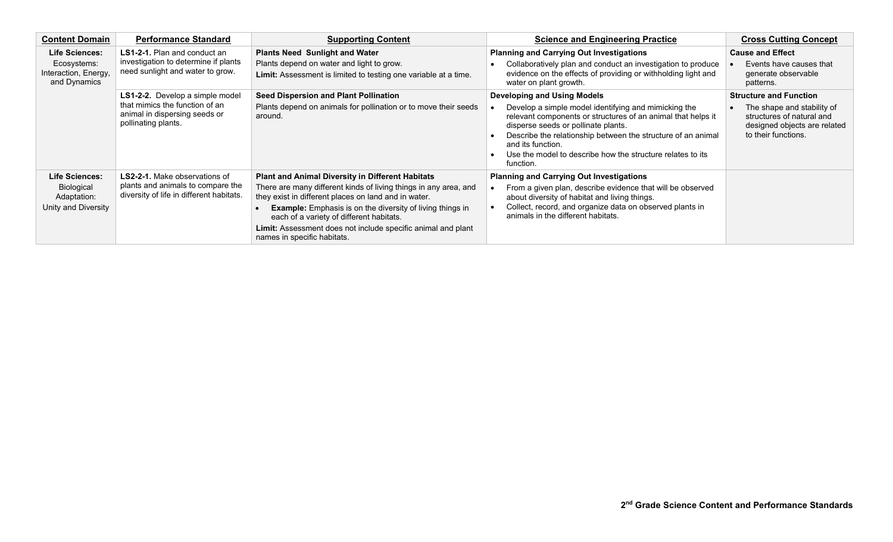| Content Domain | Performance Standard | Supporting Content | Science and Engineering Practice | Cross Cutting Concept |
|---|---|---|---|---|
| **Life Sciences:** Ecosystems: Interaction, Energy, and Dynamics | **LS1-2-1.** Plan and conduct an investigation to determine if plants need sunlight and water to grow. | **Plants Need Sunlight and Water** Plants depend on water and light to grow. **Limit:** Assessment is limited to testing one variable at a time. | **Planning and Carrying Out Investigations** • Collaboratively plan and conduct an investigation to produce evidence on the effects of providing or withholding light and water on plant growth. | **Cause and Effect** • Events have causes that generate observable patterns. |
| | **LS1-2-2.** Develop a simple model that mimics the function of an animal in dispersing seeds or pollinating plants. | **Seed Dispersion and Plant Pollination** Plants depend on animals for pollination or to move their seeds around. | **Developing and Using Models** • Develop a simple model identifying and mimicking the relevant components or structures of an animal that helps it disperse seeds or pollinate plants. • Describe the relationship between the structure of an animal and its function. • Use the model to describe how the structure relates to its function. | **Structure and Function** • The shape and stability of structures of natural and designed objects are related to their functions. |
| **Life Sciences:** Biological Adaptation: Unity and Diversity | **LS2-2-1.** Make observations of plants and animals to compare the diversity of life in different habitats. | **Plant and Animal Diversity in Different Habitats** There are many different kinds of living things in any area, and they exist in different places on land and in water. • **Example:** Emphasis is on the diversity of living things in each of a variety of different habitats. **Limit:** Assessment does not include specific animal and plant names in specific habitats. | **Planning and Carrying Out Investigations** • From a given plan, describe evidence that will be observed about diversity of habitat and living things. • Collect, record, and organize data on observed plants in animals in the different habitats. | |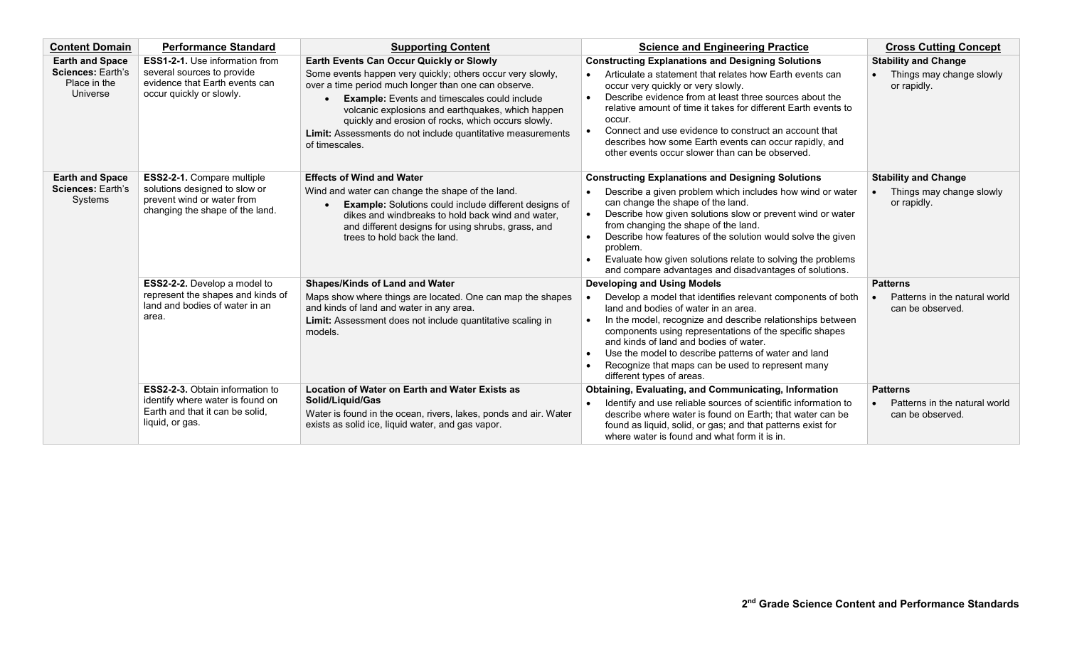| Content Domain | Performance Standard | Supporting Content | Science and Engineering Practice | Cross Cutting Concept |
|---|---|---|---|---|
| **Earth and Space Sciences:** Earth's Place in the Universe | **ESS1-2-1.** Use information from several sources to provide evidence that Earth events can occur quickly or slowly. | **Earth Events Can Occur Quickly or Slowly**<br>Some events happen very quickly; others occur very slowly, over a time period much longer than one can observe.<br>• **Example:** Events and timescales could include volcanic explosions and earthquakes, which happen quickly and erosion of rocks, which occurs slowly.<br>**Limit:** Assessments do not include quantitative measurements of timescales. | **Constructing Explanations and Designing Solutions**<br>• Articulate a statement that relates how Earth events can occur very quickly or very slowly.<br>• Describe evidence from at least three sources about the relative amount of time it takes for different Earth events to occur.<br>• Connect and use evidence to construct an account that describes how some Earth events can occur rapidly, and other events occur slower than can be observed. | **Stability and Change**<br>• Things may change slowly or rapidly. |
| **Earth and Space Sciences:** Earth's Systems | **ESS2-2-1.** Compare multiple solutions designed to slow or prevent wind or water from changing the shape of the land. | **Effects of Wind and Water**<br>Wind and water can change the shape of the land.<br>• **Example:** Solutions could include different designs of dikes and windbreaks to hold back wind and water, and different designs for using shrubs, grass, and trees to hold back the land. | **Constructing Explanations and Designing Solutions**<br>• Describe a given problem which includes how wind or water can change the shape of the land.<br>• Describe how given solutions slow or prevent wind or water from changing the shape of the land.<br>• Describe how features of the solution would solve the given problem.<br>• Evaluate how given solutions relate to solving the problems and compare advantages and disadvantages of solutions. | **Stability and Change**<br>• Things may change slowly or rapidly. |
| | **ESS2-2-2.** Develop a model to represent the shapes and kinds of land and bodies of water in an area. | **Shapes/Kinds of Land and Water**<br>Maps show where things are located. One can map the shapes and kinds of land and water in any area.<br>**Limit:** Assessment does not include quantitative scaling in models. | **Developing and Using Models**<br>• Develop a model that identifies relevant components of both land and bodies of water in an area.<br>• In the model, recognize and describe relationships between components using representations of the specific shapes and kinds of land and bodies of water.<br>• Use the model to describe patterns of water and land<br>• Recognize that maps can be used to represent many different types of areas. | **Patterns**<br>• Patterns in the natural world can be observed. |
| | **ESS2-2-3.** Obtain information to identify where water is found on Earth and that it can be solid, liquid, or gas. | **Location of Water on Earth and Water Exists as Solid/Liquid/Gas**<br>Water is found in the ocean, rivers, lakes, ponds and air. Water exists as solid ice, liquid water, and gas vapor. | **Obtaining, Evaluating, and Communicating, Information**<br>• Identify and use reliable sources of scientific information to describe where water is found on Earth; that water can be found as liquid, solid, or gas; and that patterns exist for where water is found and what form it is in. | **Patterns**<br>• Patterns in the natural world can be observed. |